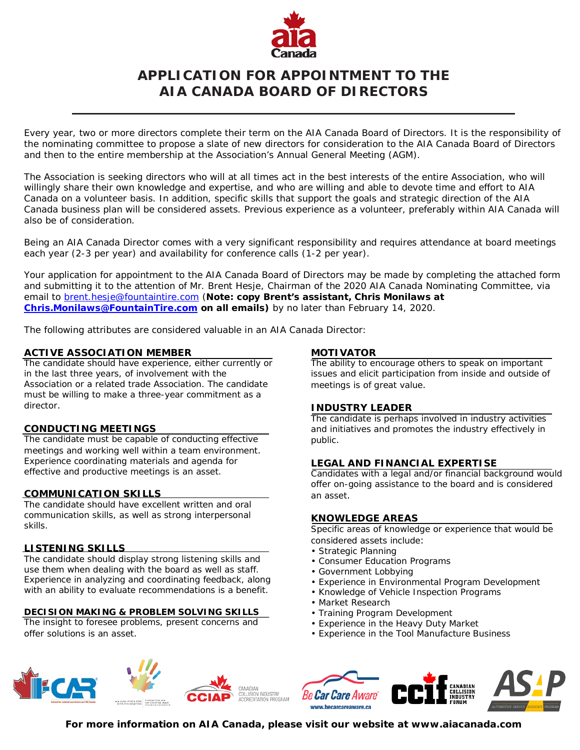# APPLICATION FOR APPOINTMENT TO THE AIA CANADA BOARD OF DIRECTORS

Every year, two or more directors complete their term on the AIA Canada Board of Directors. It is the responsibility of the nominating committee to propose a slate of new directors for consideration to the AIA Canada Board of Directors and then to the entire membership at the Association's Annual General Meeting (AGM).

The Association is seeking directors who will at all times act in the best interests of the entire Association, who will willingly share their own knowledge and expertise, and who are willing and able to devote time and effort to AIA Canada on a volunteer basis. In addition, specific skills that support the goals and strategic direction of the AIA Canada business plan will be considered assets. Previous experience as a volunteer, preferably within AIA Canada will also be of consideration.

Being an AIA Canada Director comes with a very significant responsibility and requires attendance at board meetings each year (2-3 per year) and availability for conference calls (1-2 per year).

Your application for appointment to the AIA Canada Board of Directors may be made by completing the attached form and submitting it to the attention of Mr. Brent Hesje, Chairman of the 2020 AIA Canada Nominating Committee, via email to brent.hesje@fountaintire.com (**Note: copy Brent's assistant, Chris Monilaws at Chris.Monilaws@FountainTire.com on all emails)** by no later than February 14, 2020.

The following attributes are considered valuable in an AIA Canada Director:

### ACTIVE ASSOCIATION MEMBER

The candidate should have experience, either currently or in the last three years, of involvement with the Association or a related trade Association. The candidate must be willing to make a three-year commitment as a director.

### CONDUCTING MEETINGS

The candidate must be capable of conducting effective meetings and working well within a team environment. Experience coordinating materials and agenda for effective and productive meetings is an asset.

### COMMUNICATION SKILLS

The candidate should have excellent written and oral communication skills, as well as strong interpersonal skills.

### LISTENING SKILLS

The candidate should display strong listening skills and use them when dealing with the board as well as staff. Experience in analyzing and coordinating feedback, along with an ability to evaluate recommendations is a benefit.

### DECISION MAKING & PROBLEM SOLVING SKILLS

The insight to foresee problems, present concerns and offer solutions is an asset.

### MOTIVATOR

The ability to encourage others to speak on important issues and elicit participation from inside and outside of meetings is of great value.

### INDUSTRY LEADER

The candidate is perhaps involved in industry activities and initiatives and promotes the industry effectively in public.

### LEGAL AND FINANCIAL EXPERTISE

Candidates with a legal and/or financial background would offer on-going assistance to the board and is considered an asset.

### KNOWLEDGE AREAS

Specific areas of knowledge or experience that would be considered assets include:

- Strategic Planning
- Consumer Education Programs
- Government Lobbying
- Experience in Environmental Program Development
- Knowledge of Vehicle Inspection Programs
- Market Research
- Training Program Development
- Experience in the Heavy Duty Market
- Experience in the Tool Manufacture Business

**For more information on AIA Canada, please visit our website at www.aiacanada.com**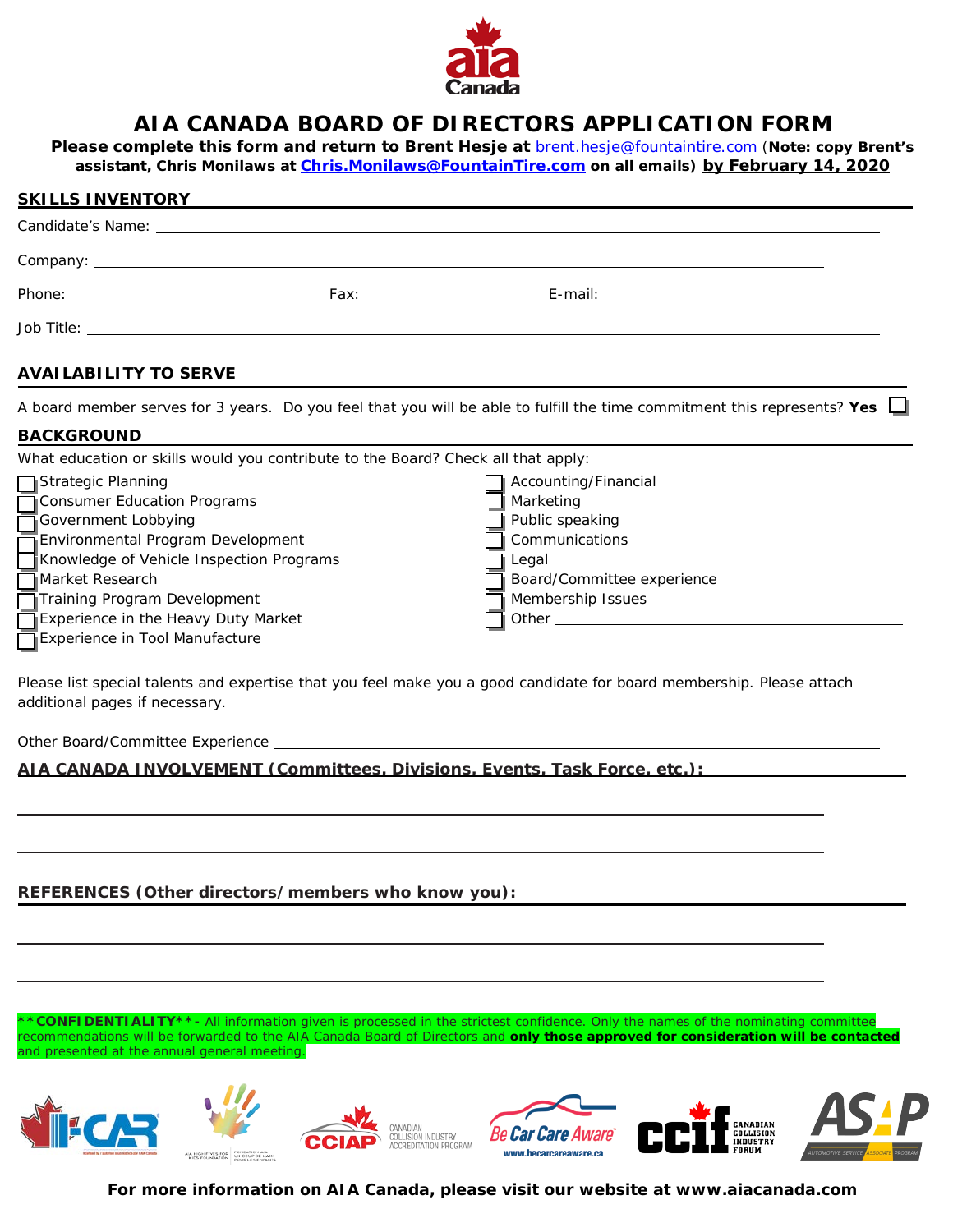# AIA CANADA BOARD OF DIRECTORS APPLICATION FORM

**Please complete this form and return to Brent Hesje at** brent.hesje@fountaintire.com (**Note: copy Brent's assistant, Chris Monilaws at Chris.Monilaws@FountainTire.com on all emails) by February 14, 2020**

## SKILLS INVENTORY

Candidate's Name: ______________________________

Company: ______________________________

Phone: ______________ Fax: ______________ E-mail: ______________

Job Title: ______________________________

## AVAILABILITY TO SERVE

A board member serves for 3 years. Do you feel that you will be able to fulfill the time commitment this represents? **Yes** ☐

## BACKGROUND

What education or skills would you contribute to the Board? Check all that apply:

- ☐ Strategic Planning
- ☐ Consumer Education Programs
- ☐ Government Lobbying
- ☐ Environmental Program Development
- ☐ Knowledge of Vehicle Inspection Programs
- ☐ Market Research
- ☐ Training Program Development
- ☐ Experience in the Heavy Duty Market
- ☐ Experience in Tool Manufacture
- ☐ Accounting/Financial
- ☐ Marketing
- ☐ Public speaking
- ☐ Communications
- ☐ Legal
- ☐ Board/Committee experience
- ☐ Membership Issues
- ☐ Other ______________

Please list special talents and expertise that you feel make you a good candidate for board membership. Please attach additional pages if necessary.

Other Board/Committee Experience ______________________________

## AIA CANADA INVOLVEMENT (Committees, Divisions, Events, Task Force, etc.):

______________________________

______________________________

## REFERENCES (Other directors/members who know you):

______________________________

______________________________

**\*\*CONFIDENTIALITY\*\*-** All information given is processed in the strictest confidence. Only the names of the nominating committee recommendations will be forwarded to the AIA Canada Board of Directors and **only those approved for consideration will be contacted** and presented at the annual general meeting.

**For more information on AIA Canada, please visit our website at www.aiacanada.com**